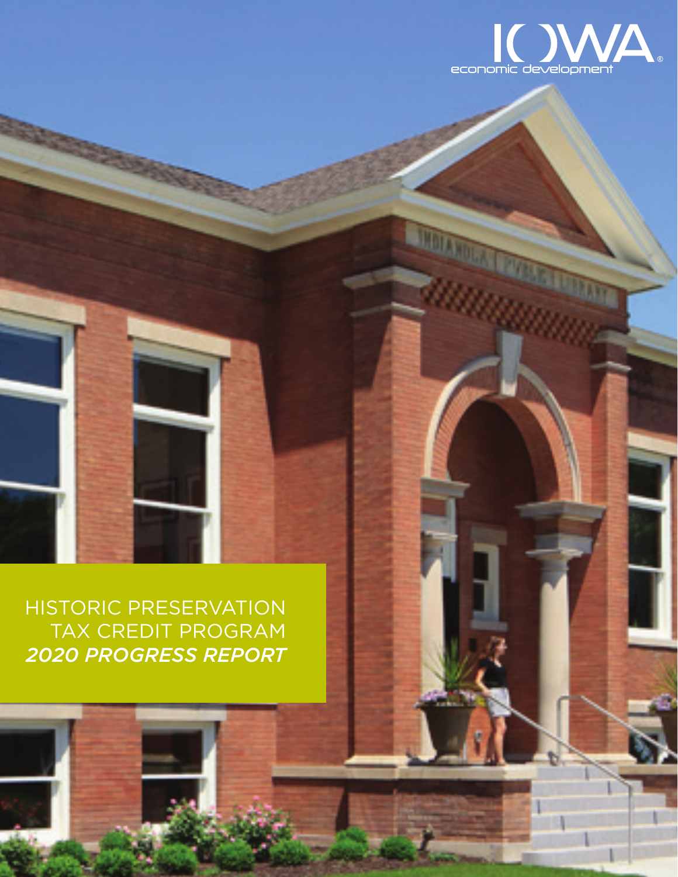IOWA economic development

# HISTORIC PRESERVATION TAX CREDIT PROGRAM

## *2020 PROGRESS REPORT*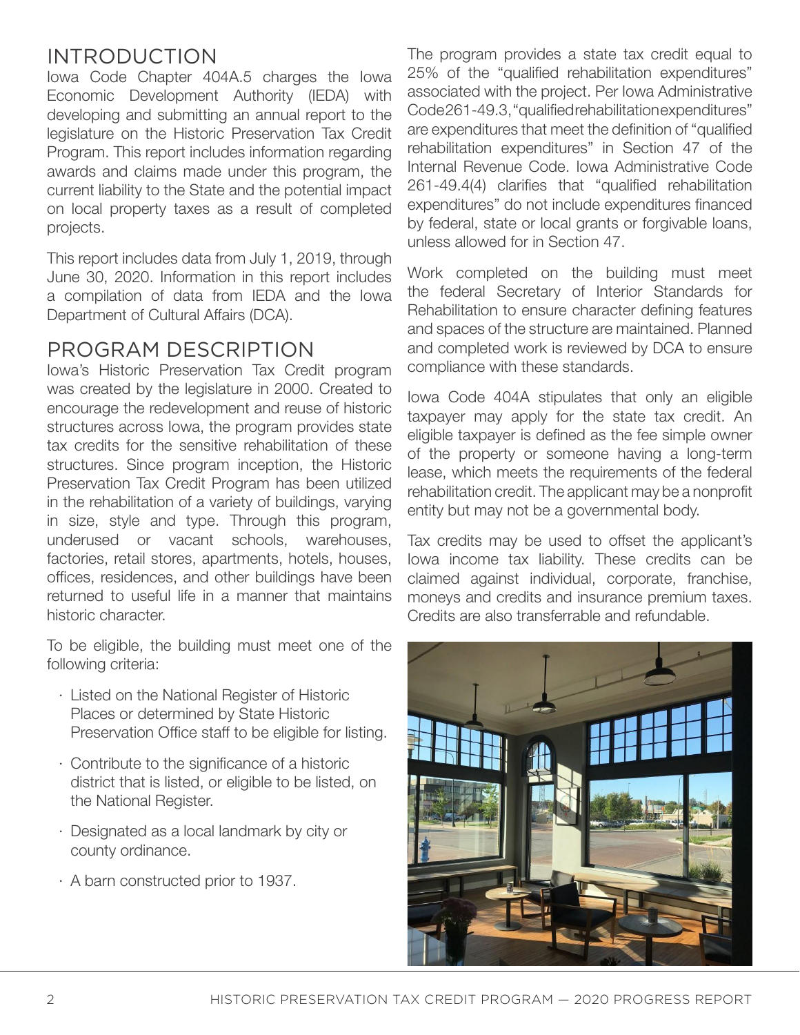## INTRODUCTION

Iowa Code Chapter 404A.5 charges the Iowa Economic Development Authority (IEDA) with developing and submitting an annual report to the legislature on the Historic Preservation Tax Credit Program. This report includes information regarding awards and claims made under this program, the current liability to the State and the potential impact on local property taxes as a result of completed projects.

This report includes data from July 1, 2019, through June 30, 2020. Information in this report includes a compilation of data from IEDA and the Iowa Department of Cultural Affairs (DCA).

## PROGRAM DESCRIPTION

Iowa's Historic Preservation Tax Credit program was created by the legislature in 2000. Created to encourage the redevelopment and reuse of historic structures across Iowa, the program provides state tax credits for the sensitive rehabilitation of these structures. Since program inception, the Historic Preservation Tax Credit Program has been utilized in the rehabilitation of a variety of buildings, varying in size, style and type. Through this program, underused or vacant schools, warehouses, factories, retail stores, apartments, hotels, houses, offices, residences, and other buildings have been returned to useful life in a manner that maintains historic character.

To be eligible, the building must meet one of the following criteria:

- Listed on the National Register of Historic Places or determined by State Historic Preservation Office staff to be eligible for listing.
- Contribute to the significance of a historic district that is listed, or eligible to be listed, on the National Register.
- Designated as a local landmark by city or county ordinance.
- A barn constructed prior to 1937.

The program provides a state tax credit equal to 25% of the "qualified rehabilitation expenditures" associated with the project. Per Iowa Administrative Code 261-49.3, "qualified rehabilitation expenditures" are expenditures that meet the definition of "qualified rehabilitation expenditures" in Section 47 of the Internal Revenue Code. Iowa Administrative Code 261-49.4(4) clarifies that "qualified rehabilitation expenditures" do not include expenditures financed by federal, state or local grants or forgivable loans, unless allowed for in Section 47.

Work completed on the building must meet the federal Secretary of Interior Standards for Rehabilitation to ensure character defining features and spaces of the structure are maintained. Planned and completed work is reviewed by DCA to ensure compliance with these standards.

Iowa Code 404A stipulates that only an eligible taxpayer may apply for the state tax credit. An eligible taxpayer is defined as the fee simple owner of the property or someone having a long-term lease, which meets the requirements of the federal rehabilitation credit. The applicant may be a nonprofit entity but may not be a governmental body.

Tax credits may be used to offset the applicant's Iowa income tax liability. These credits can be claimed against individual, corporate, franchise, moneys and credits and insurance premium taxes. Credits are also transferrable and refundable.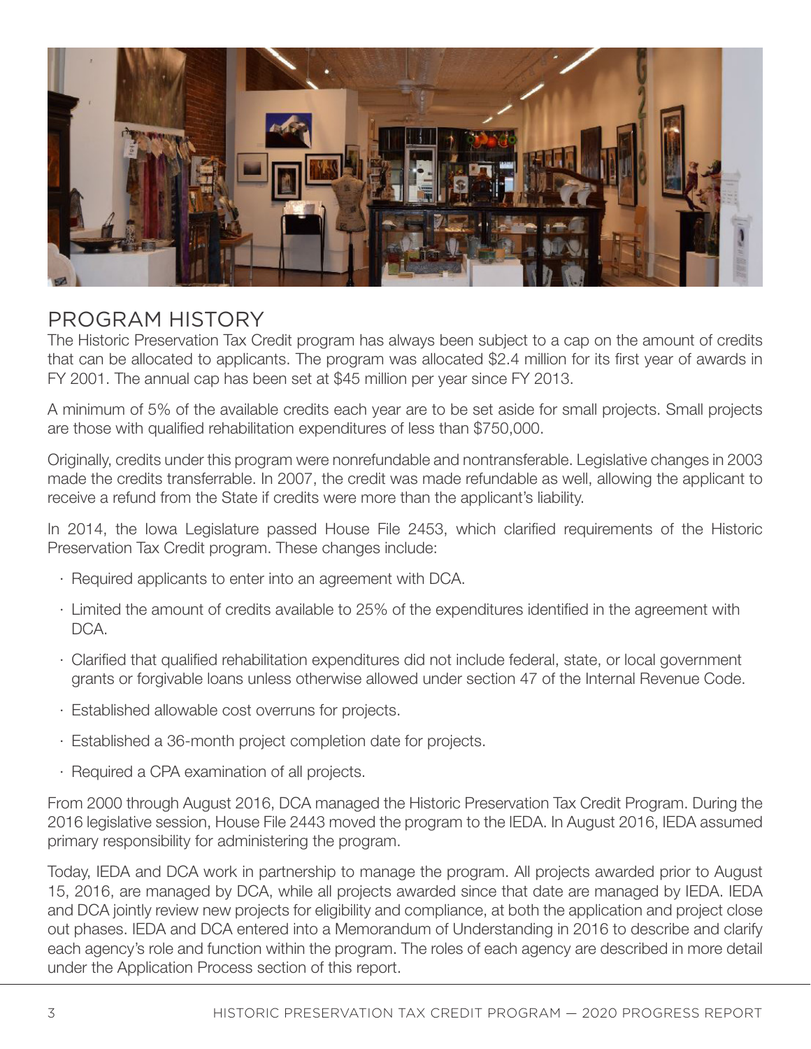## PROGRAM HISTORY

The Historic Preservation Tax Credit program has always been subject to a cap on the amount of credits that can be allocated to applicants. The program was allocated $2.4 million for its first year of awards in FY 2001. The annual cap has been set at $45 million per year since FY 2013.

A minimum of 5% of the available credits each year are to be set aside for small projects. Small projects are those with qualified rehabilitation expenditures of less than $750,000.

Originally, credits under this program were nonrefundable and nontransferable. Legislative changes in 2003 made the credits transferrable. In 2007, the credit was made refundable as well, allowing the applicant to receive a refund from the State if credits were more than the applicant's liability.

In 2014, the Iowa Legislature passed House File 2453, which clarified requirements of the Historic Preservation Tax Credit program. These changes include:

- Required applicants to enter into an agreement with DCA.
- Limited the amount of credits available to 25% of the expenditures identified in the agreement with DCA.
- Clarified that qualified rehabilitation expenditures did not include federal, state, or local government grants or forgivable loans unless otherwise allowed under section 47 of the Internal Revenue Code.
- Established allowable cost overruns for projects.
- Established a 36-month project completion date for projects.
- Required a CPA examination of all projects.

From 2000 through August 2016, DCA managed the Historic Preservation Tax Credit Program. During the 2016 legislative session, House File 2443 moved the program to the IEDA. In August 2016, IEDA assumed primary responsibility for administering the program.

Today, IEDA and DCA work in partnership to manage the program. All projects awarded prior to August 15, 2016, are managed by DCA, while all projects awarded since that date are managed by IEDA. IEDA and DCA jointly review new projects for eligibility and compliance, at both the application and project close out phases. IEDA and DCA entered into a Memorandum of Understanding in 2016 to describe and clarify each agency's role and function within the program. The roles of each agency are described in more detail under the Application Process section of this report.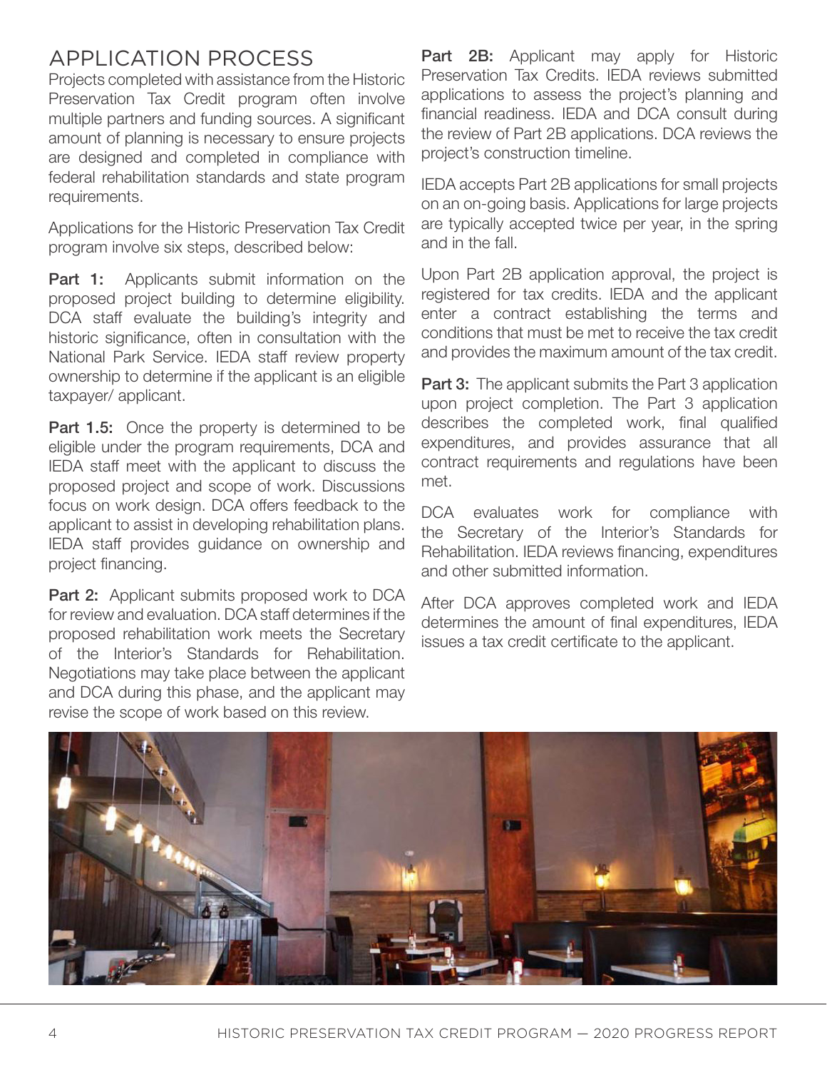## APPLICATION PROCESS

Projects completed with assistance from the Historic Preservation Tax Credit program often involve multiple partners and funding sources. A significant amount of planning is necessary to ensure projects are designed and completed in compliance with federal rehabilitation standards and state program requirements.

Applications for the Historic Preservation Tax Credit program involve six steps, described below:

**Part 1:** Applicants submit information on the proposed project building to determine eligibility. DCA staff evaluate the building's integrity and historic significance, often in consultation with the National Park Service. IEDA staff review property ownership to determine if the applicant is an eligible taxpayer/ applicant.

**Part 1.5:** Once the property is determined to be eligible under the program requirements, DCA and IEDA staff meet with the applicant to discuss the proposed project and scope of work. Discussions focus on work design. DCA offers feedback to the applicant to assist in developing rehabilitation plans. IEDA staff provides guidance on ownership and project financing.

**Part 2:** Applicant submits proposed work to DCA for review and evaluation. DCA staff determines if the proposed rehabilitation work meets the Secretary of the Interior's Standards for Rehabilitation. Negotiations may take place between the applicant and DCA during this phase, and the applicant may revise the scope of work based on this review.

**Part 2B:** Applicant may apply for Historic Preservation Tax Credits. IEDA reviews submitted applications to assess the project's planning and financial readiness. IEDA and DCA consult during the review of Part 2B applications. DCA reviews the project's construction timeline.

IEDA accepts Part 2B applications for small projects on an on-going basis. Applications for large projects are typically accepted twice per year, in the spring and in the fall.

Upon Part 2B application approval, the project is registered for tax credits. IEDA and the applicant enter a contract establishing the terms and conditions that must be met to receive the tax credit and provides the maximum amount of the tax credit.

**Part 3:** The applicant submits the Part 3 application upon project completion. The Part 3 application describes the completed work, final qualified expenditures, and provides assurance that all contract requirements and regulations have been met.

DCA evaluates work for compliance with the Secretary of the Interior's Standards for Rehabilitation. IEDA reviews financing, expenditures and other submitted information.

After DCA approves completed work and IEDA determines the amount of final expenditures, IEDA issues a tax credit certificate to the applicant.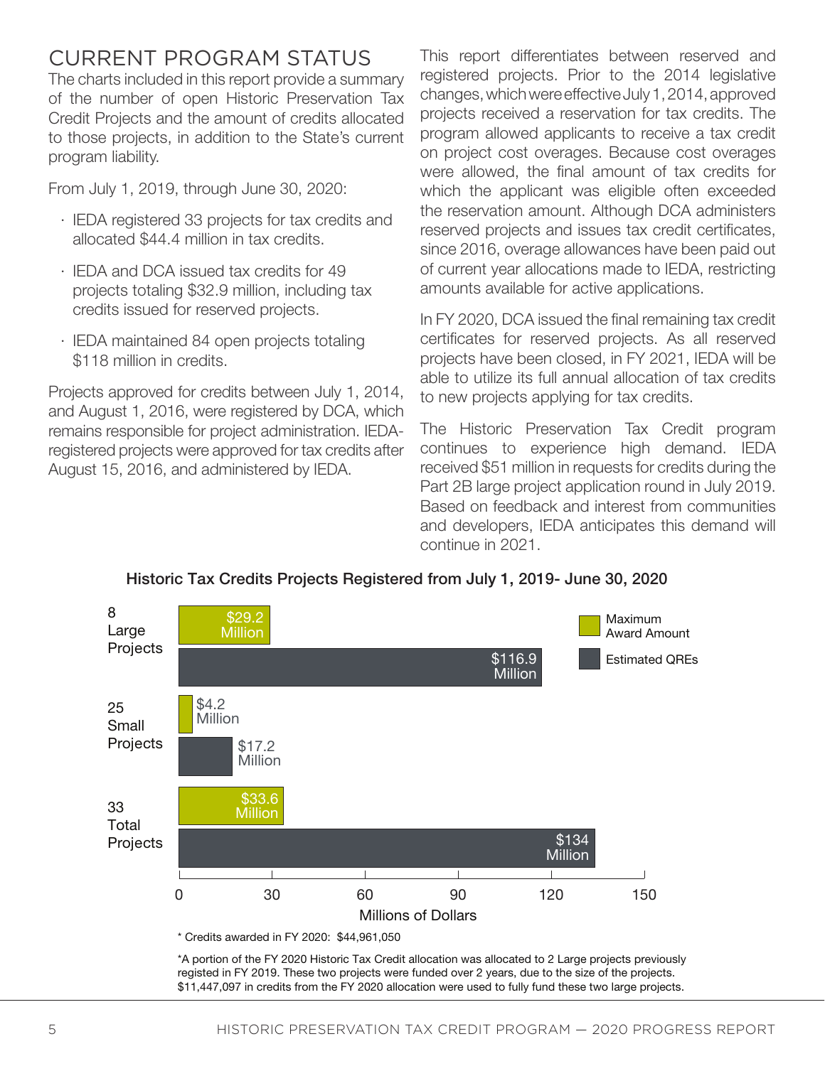## CURRENT PROGRAM STATUS

The charts included in this report provide a summary of the number of open Historic Preservation Tax Credit Projects and the amount of credits allocated to those projects, in addition to the State's current program liability.

From July 1, 2019, through June 30, 2020:

- IEDA registered 33 projects for tax credits and allocated $44.4 million in tax credits.
- IEDA and DCA issued tax credits for 49 projects totaling $32.9 million, including tax credits issued for reserved projects.
- IEDA maintained 84 open projects totaling $118 million in credits.

Projects approved for credits between July 1, 2014, and August 1, 2016, were registered by DCA, which remains responsible for project administration. IEDA-registered projects were approved for tax credits after August 15, 2016, and administered by IEDA.

This report differentiates between reserved and registered projects. Prior to the 2014 legislative changes, which were effective July 1, 2014, approved projects received a reservation for tax credits. The program allowed applicants to receive a tax credit on project cost overages. Because cost overages were allowed, the final amount of tax credits for which the applicant was eligible often exceeded the reservation amount. Although DCA administers reserved projects and issues tax credit certificates, since 2016, overage allowances have been paid out of current year allocations made to IEDA, restricting amounts available for active applications.

In FY 2020, DCA issued the final remaining tax credit certificates for reserved projects. As all reserved projects have been closed, in FY 2021, IEDA will be able to utilize its full annual allocation of tax credits to new projects applying for tax credits.

The Historic Preservation Tax Credit program continues to experience high demand. IEDA received $51 million in requests for credits during the Part 2B large project application round in July 2019. Based on feedback and interest from communities and developers, IEDA anticipates this demand will continue in 2021.

**Historic Tax Credits Projects Registered from July 1, 2019- June 30, 2020**

| | Maximum Award Amount | Estimated QREs |
|---|---|---|
| 8 Large Projects | $29.2 Million | $116.9 Million |
| 25 Small Projects | $4.2 Million | $17.2 Million |
| 33 Total Projects | $33.6 Million | $134 Million |

Millions of Dollars

\* Credits awarded in FY 2020: $44,961,050

*A portion of the FY 2020 Historic Tax Credit allocation was allocated to 2 Large projects previously registed in FY 2019. These two projects were funded over 2 years, due to the size of the projects. $11,447,097 in credits from the FY 2020 allocation were used to fully fund these two large projects.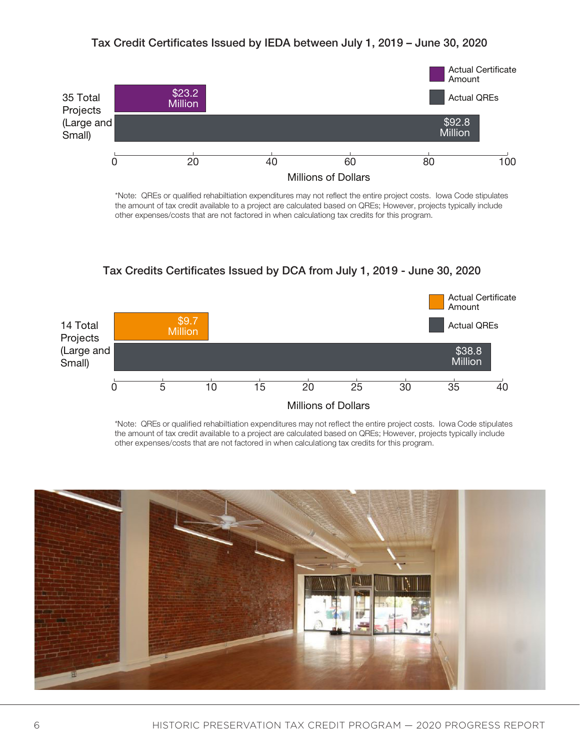### Tax Credit Certificates Issued by IEDA between July 1, 2019 – June 30, 2020

35 Total Projects (Large and Small)

| | Millions of Dollars |
|---|---|
| Actual Certificate Amount | $23.2 Million |
| Actual QREs | $92.8 Million |

*Note: QREs or qualified rehabiltiation expenditures may not reflect the entire project costs. Iowa Code stipulates the amount of tax credit available to a project are calculated based on QREs; However, projects typically include other expenses/costs that are not factored in when calculationg tax credits for this program.

### Tax Credits Certificates Issued by DCA from July 1, 2019 - June 30, 2020

14 Total Projects (Large and Small)

| | Millions of Dollars |
|---|---|
| Actual Certificate Amount | $9.7 Million |
| Actual QREs | $38.8 Million |

*Note: QREs or qualified rehabiltiation expenditures may not reflect the entire project costs. Iowa Code stipulates the amount of tax credit available to a project are calculated based on QREs; However, projects typically include other expenses/costs that are not factored in when calculationg tax credits for this program.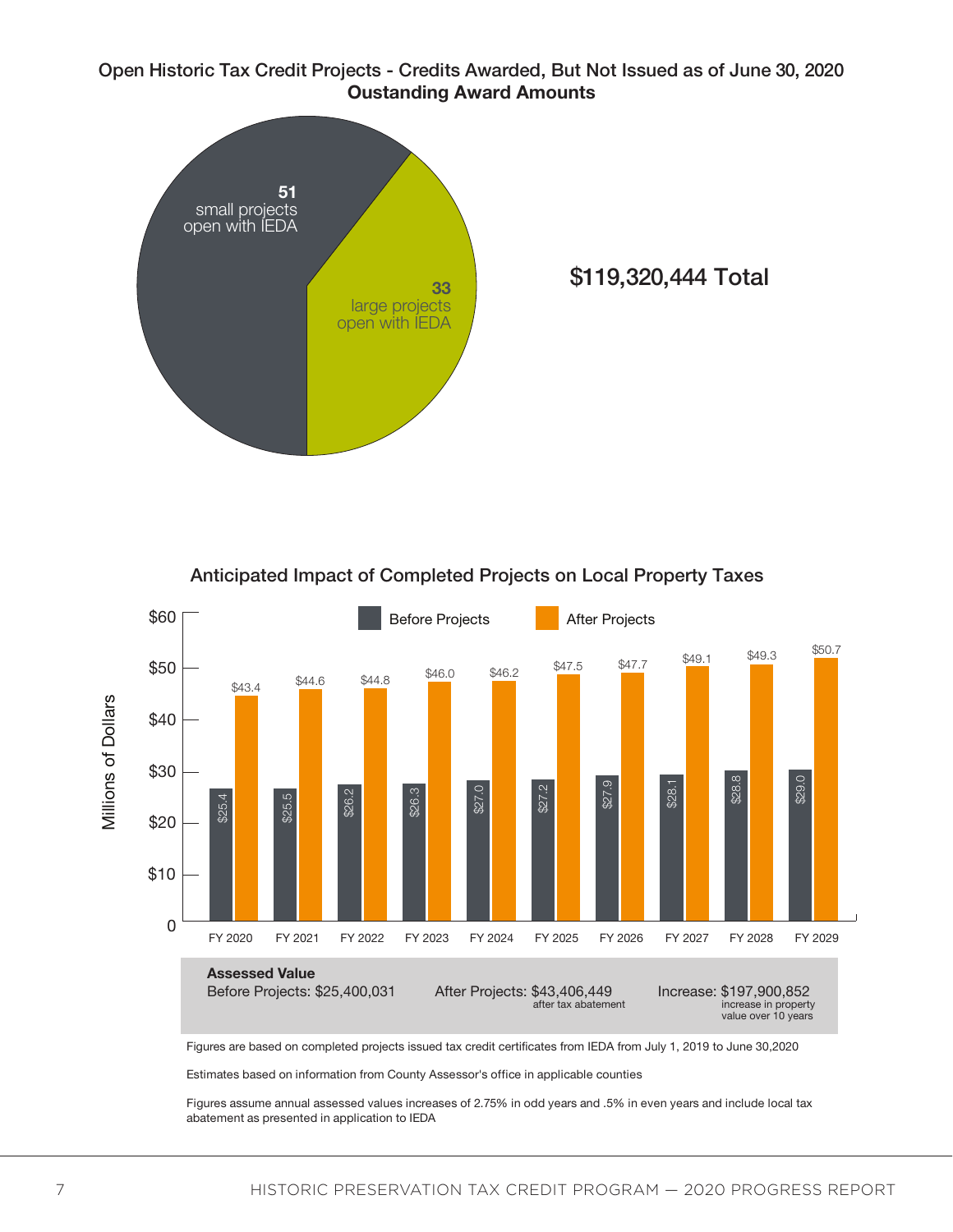## Open Historic Tax Credit Projects - Credits Awarded, But Not Issued as of June 30, 2020

### Oustanding Award Amounts

**51** small projects open with IEDA

**33** large projects open with IEDA

**$119,320,444 Total**

## Anticipated Impact of Completed Projects on Local Property Taxes

Millions of Dollars

| | Before Projects | After Projects |
|---|---|---|
| FY 2020 | $25.4 | $43.4 |
| FY 2021 | $25.5 | $44.6 |
| FY 2022 | $26.2 | $44.8 |
| FY 2023 | $26.3 | $46.0 |
| FY 2024 | $27.0 | $46.2 |
| FY 2025 | $27.2 | $47.5 |
| FY 2026 | $27.9 | $47.7 |
| FY 2027 | $28.1 | $49.1 |
| FY 2028 | $28.8 | $49.3 |
| FY 2029 | $29.0 | $50.7 |

**Assessed Value**

Before Projects: $25,400,031

After Projects: $43,406,449 after tax abatement

Increase: $197,900,852 increase in property value over 10 years

Figures are based on completed projects issued tax credit certificates from IEDA from July 1, 2019 to June 30,2020

Estimates based on information from County Assessor's office in applicable counties

Figures assume annual assessed values increases of 2.75% in odd years and .5% in even years and include local tax abatement as presented in application to IEDA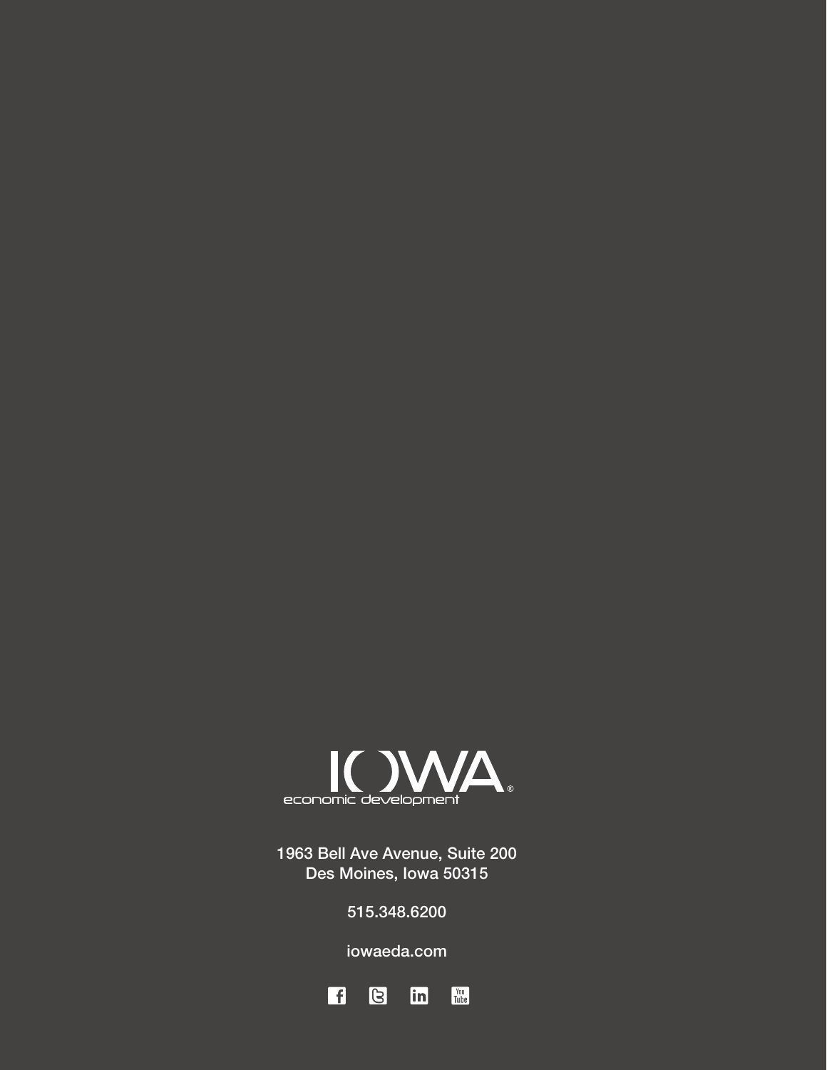IOWA® economic development

1963 Bell Ave Avenue, Suite 200
Des Moines, Iowa 50315

515.348.6200

iowaeda.com